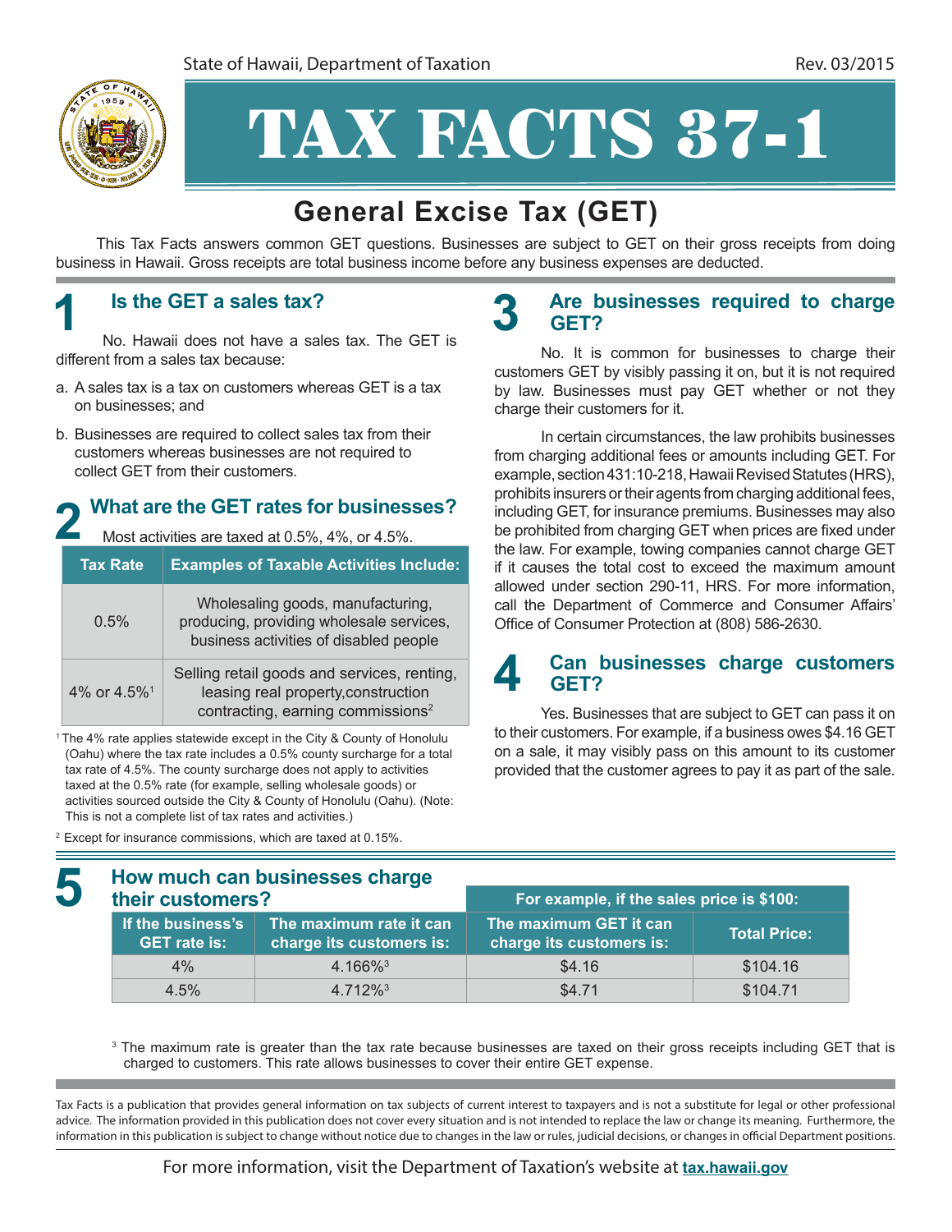State of Hawaii, Department of Taxation

Rev. 03/2015

# TAX FACTS 37-1

## General Excise Tax (GET)

This Tax Facts answers common GET questions. Businesses are subject to GET on their gross receipts from doing business in Hawaii. Gross receipts are total business income before any business expenses are deducted.

### 1 Is the GET a sales tax?

No. Hawaii does not have a sales tax. The GET is different from a sales tax because:

a. A sales tax is a tax on customers whereas GET is a tax on businesses; and

b. Businesses are required to collect sales tax from their customers whereas businesses are not required to collect GET from their customers.

### 2 What are the GET rates for businesses?

Most activities are taxed at 0.5%, 4%, or 4.5%.

| Tax Rate | Examples of Taxable Activities Include: |
|---|---|
| 0.5% | Wholesaling goods, manufacturing, producing, providing wholesale services, business activities of disabled people |
| 4% or 4.5%[1] | Selling retail goods and services, renting, leasing real property,construction contracting, earning commissions[2] |

[1] The 4% rate applies statewide except in the City & County of Honolulu (Oahu) where the tax rate includes a 0.5% county surcharge for a total tax rate of 4.5%. The county surcharge does not apply to activities taxed at the 0.5% rate (for example, selling wholesale goods) or activities sourced outside the City & County of Honolulu (Oahu). (Note: This is not a complete list of tax rates and activities.)

[2] Except for insurance commissions, which are taxed at 0.15%.

### 3 Are businesses required to charge GET?

No. It is common for businesses to charge their customers GET by visibly passing it on, but it is not required by law. Businesses must pay GET whether or not they charge their customers for it.

In certain circumstances, the law prohibits businesses from charging additional fees or amounts including GET. For example, section 431:10-218, Hawaii Revised Statutes (HRS), prohibits insurers or their agents from charging additional fees, including GET, for insurance premiums. Businesses may also be prohibited from charging GET when prices are fixed under the law. For example, towing companies cannot charge GET if it causes the total cost to exceed the maximum amount allowed under section 290-11, HRS. For more information, call the Department of Commerce and Consumer Affairs' Office of Consumer Protection at (808) 586-2630.

### 4 Can businesses charge customers GET?

Yes. Businesses that are subject to GET can pass it on to their customers. For example, if a business owes $4.16 GET on a sale, it may visibly pass on this amount to its customer provided that the customer agrees to pay it as part of the sale.

### 5 How much can businesses charge their customers?

| | | For example, if the sales price is $100: | |
|---|---|---|---|
| If the business's GET rate is: | The maximum rate it can charge its customers is: | The maximum GET it can charge its customers is: | Total Price: |
| 4% | 4.166%[3] | $4.16 | $104.16 |
| 4.5% | 4.712%[3] | $4.71 | $104.71 |

[3] The maximum rate is greater than the tax rate because businesses are taxed on their gross receipts including GET that is charged to customers. This rate allows businesses to cover their entire GET expense.

Tax Facts is a publication that provides general information on tax subjects of current interest to taxpayers and is not a substitute for legal or other professional advice. The information provided in this publication does not cover every situation and is not intended to replace the law or change its meaning. Furthermore, the information in this publication is subject to change without notice due to changes in the law or rules, judicial decisions, or changes in official Department positions.

For more information, visit the Department of Taxation's website at **tax.hawaii.gov**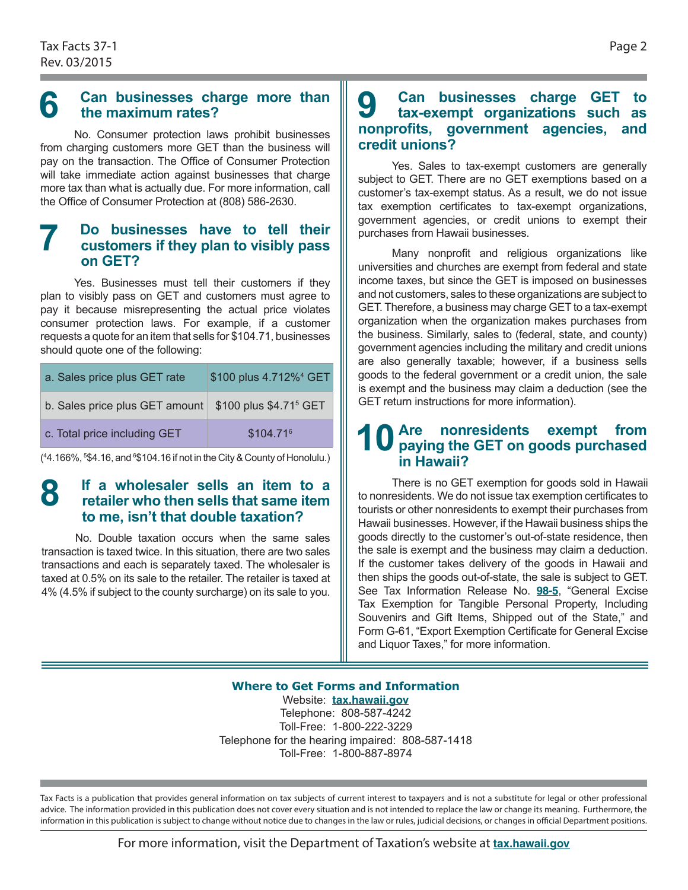## 6 Can businesses charge more than the maximum rates?

No. Consumer protection laws prohibit businesses from charging customers more GET than the business will pay on the transaction. The Office of Consumer Protection will take immediate action against businesses that charge more tax than what is actually due. For more information, call the Office of Consumer Protection at (808) 586-2630.

## 7 Do businesses have to tell their customers if they plan to visibly pass on GET?

Yes. Businesses must tell their customers if they plan to visibly pass on GET and customers must agree to pay it because misrepresenting the actual price violates consumer protection laws. For example, if a customer requests a quote for an item that sells for $104.71, businesses should quote one of the following:

| | |
|---|---|
| a. Sales price plus GET rate | $100 plus 4.712%[4] GET |
| b. Sales price plus GET amount | $100 plus $4.71[5] GET |
| c. Total price including GET | $104.71[6] |

([4]4.166%, [5]$4.16, and [6]$104.16 if not in the City & County of Honolulu.)

## 8 If a wholesaler sells an item to a retailer who then sells that same item to me, isn't that double taxation?

No. Double taxation occurs when the same sales transaction is taxed twice. In this situation, there are two sales transactions and each is separately taxed. The wholesaler is taxed at 0.5% on its sale to the retailer. The retailer is taxed at 4% (4.5% if subject to the county surcharge) on its sale to you.

## 9 Can businesses charge GET to tax-exempt organizations such as nonprofits, government agencies, and credit unions?

Yes. Sales to tax-exempt customers are generally subject to GET. There are no GET exemptions based on a customer's tax-exempt status. As a result, we do not issue tax exemption certificates to tax-exempt organizations, government agencies, or credit unions to exempt their purchases from Hawaii businesses.

Many nonprofit and religious organizations like universities and churches are exempt from federal and state income taxes, but since the GET is imposed on businesses and not customers, sales to these organizations are subject to GET. Therefore, a business may charge GET to a tax-exempt organization when the organization makes purchases from the business. Similarly, sales to (federal, state, and county) government agencies including the military and credit unions are also generally taxable; however, if a business sells goods to the federal government or a credit union, the sale is exempt and the business may claim a deduction (see the GET return instructions for more information).

## 10 Are nonresidents exempt from paying the GET on goods purchased in Hawaii?

There is no GET exemption for goods sold in Hawaii to nonresidents. We do not issue tax exemption certificates to tourists or other nonresidents to exempt their purchases from Hawaii businesses. However, if the Hawaii business ships the goods directly to the customer's out-of-state residence, then the sale is exempt and the business may claim a deduction. If the customer takes delivery of the goods in Hawaii and then ships the goods out-of-state, the sale is subject to GET. See Tax Information Release No. **98-5**, "General Excise Tax Exemption for Tangible Personal Property, Including Souvenirs and Gift Items, Shipped out of the State," and Form G-61, "Export Exemption Certificate for General Excise and Liquor Taxes," for more information.

---

**Where to Get Forms and Information**

Website: **tax.hawaii.gov**
Telephone: 808-587-4242
Toll-Free: 1-800-222-3229
Telephone for the hearing impaired: 808-587-1418
Toll-Free: 1-800-887-8974

---

Tax Facts is a publication that provides general information on tax subjects of current interest to taxpayers and is not a substitute for legal or other professional advice. The information provided in this publication does not cover every situation and is not intended to replace the law or change its meaning. Furthermore, the information in this publication is subject to change without notice due to changes in the law or rules, judicial decisions, or changes in official Department positions.

For more information, visit the Department of Taxation's website at **tax.hawaii.gov**